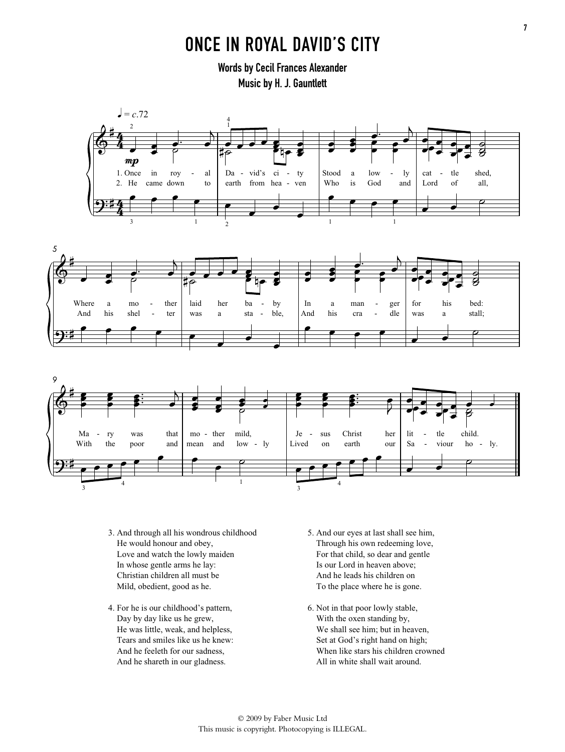# ONCE IN ROYAL DAVID'S CITY

**Words by Cecil Frances Alexander**
**Music by H. J. Gauntlett**

♩ = c.72

*mp*

1. Once in royal David's city
Stood a lowly cattle shed,
Where a mother laid her baby
In a manger for his bed:
Mary was that mother mild,
Jesus Christ her little child.

2. He came down to earth from heaven
Who is God and Lord of all,
And his shelter was a stable,
And his cradle was a stall;
With the poor and mean and lowly
Lived on earth our Saviour holy.

3. And through all his wondrous childhood
He would honour and obey,
Love and watch the lowly maiden
In whose gentle arms he lay:
Christian children all must be
Mild, obedient, good as he.

4. For he is our childhood's pattern,
Day by day like us he grew,
He was little, weak, and helpless,
Tears and smiles like us he knew:
And he feeleth for our sadness,
And he shareth in our gladness.

5. And our eyes at last shall see him,
Through his own redeeming love,
For that child, so dear and gentle
Is our Lord in heaven above;
And he leads his children on
To the place where he is gone.

6. Not in that poor lowly stable,
With the oxen standing by,
We shall see him; but in heaven,
Set at God's right hand on high;
When like stars his children crowned
All in white shall wait around.

© 2009 by Faber Music Ltd
This music is copyright. Photocopying is ILLEGAL.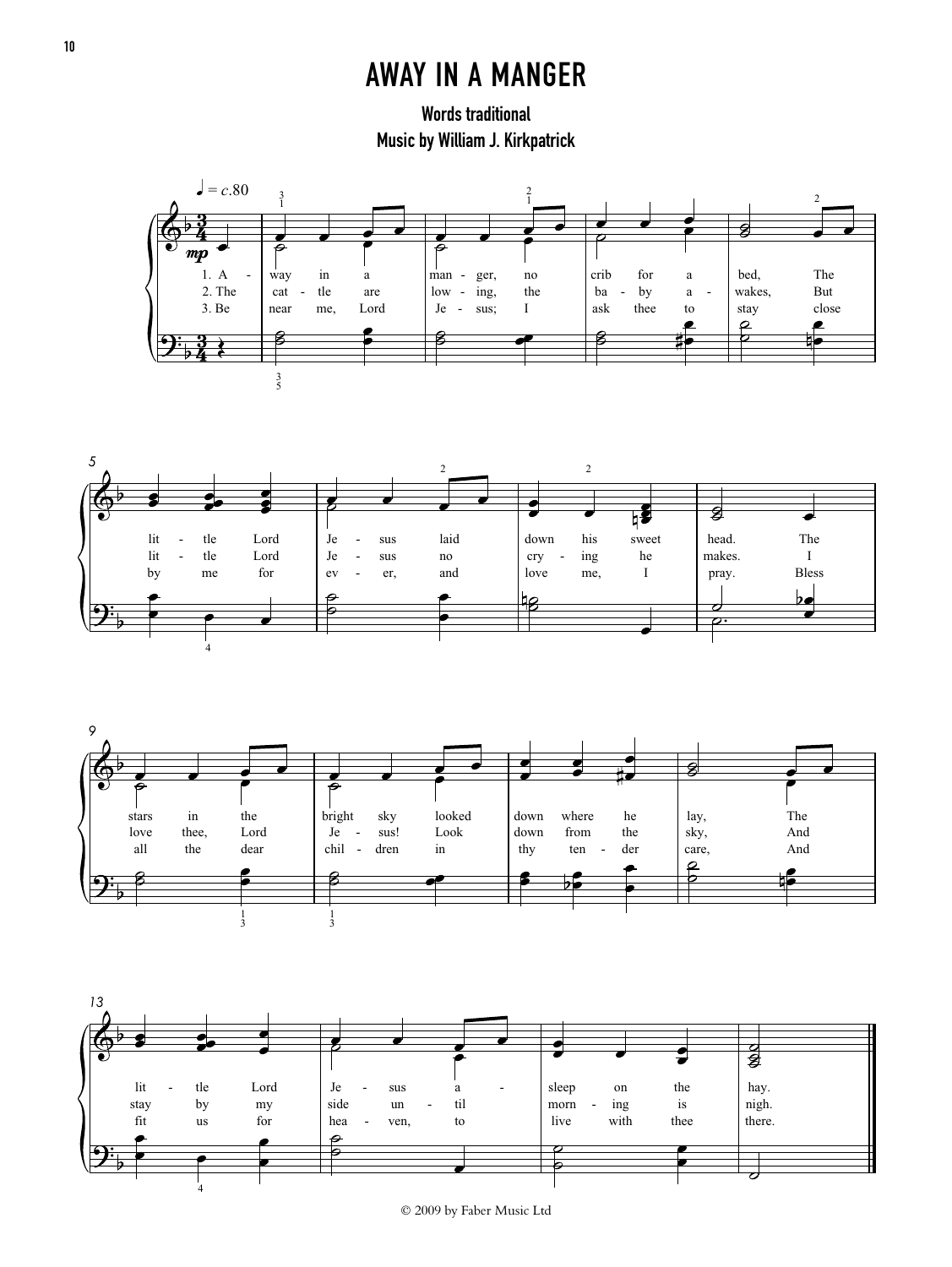# AWAY IN A MANGER

**Words traditional**
**Music by William J. Kirkpatrick**

♩ = c.80

1. Away in a manger, no crib for a bed, The little Lord Jesus laid down his sweet head. The stars in the bright sky looked down where he lay, The little Lord Jesus asleep on the hay.

2. The cattle are lowing, the baby awakes, But little Lord Jesus no crying he makes. I love thee, Lord Jesus! Look down from the sky, And stay by my side until morning is nigh.

3. Be near me, Lord Jesus; I ask thee to stay close by me for ever, and love me, I pray. Bless all the dear children in thy tender care, And fit us for heaven, to live with thee there.

© 2009 by Faber Music Ltd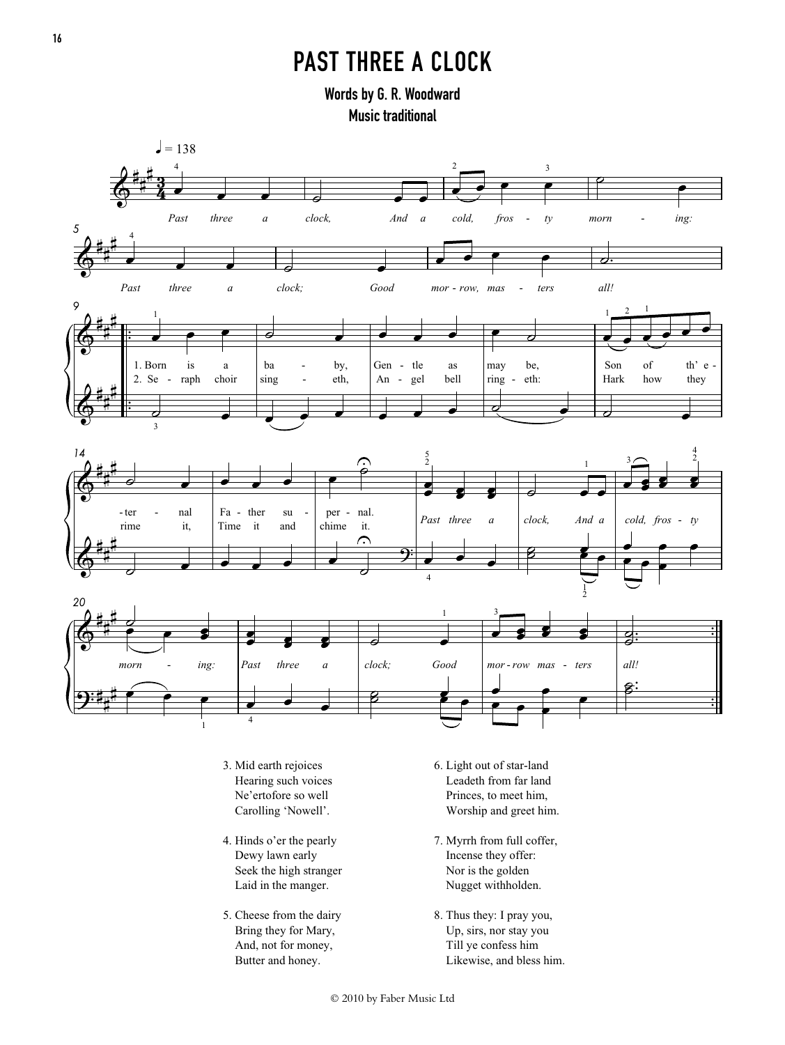# PAST THREE A CLOCK

**Words by G. R. Woodward**
**Music traditional**

3. Mid earth rejoices
   Hearing such voices
   Ne'ertofore so well
   Carolling 'Nowell'.

4. Hinds o'er the pearly
   Dewy lawn early
   Seek the high stranger
   Laid in the manger.

5. Cheese from the dairy
   Bring they for Mary,
   And, not for money,
   Butter and honey.

6. Light out of star-land
   Leadeth from far land
   Princes, to meet him,
   Worship and greet him.

7. Myrrh from full coffer,
   Incense they offer:
   Nor is the golden
   Nugget withholden.

8. Thus they: I pray you,
   Up, sirs, nor stay you
   Till ye confess him
   Likewise, and bless him.

© 2010 by Faber Music Ltd